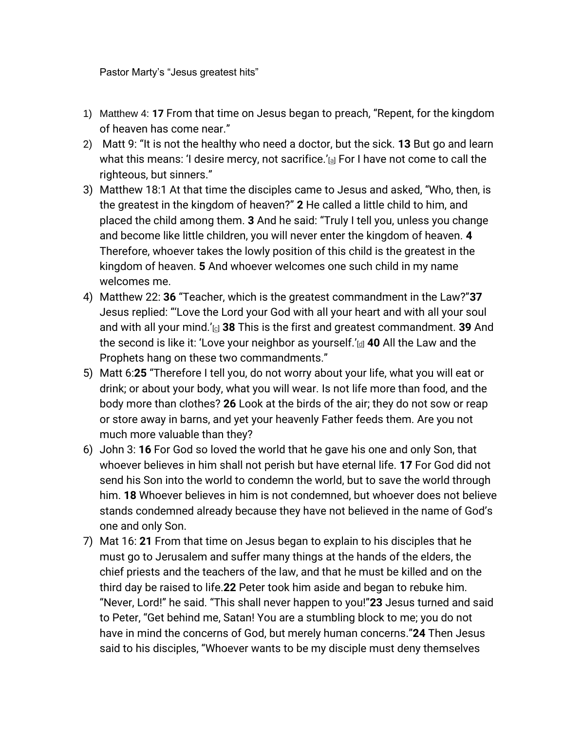Pastor Marty's "Jesus greatest hits"

1) Matthew 4: **17** From that time on Jesus began to preach, "Repent, for the kingdom of heaven has come near."
2) Matt 9: "It is not the healthy who need a doctor, but the sick. **13** But go and learn what this means: 'I desire mercy, not sacrifice.'[a] For I have not come to call the righteous, but sinners."
3) Matthew 18:1 At that time the disciples came to Jesus and asked, "Who, then, is the greatest in the kingdom of heaven?" **2** He called a little child to him, and placed the child among them. **3** And he said: "Truly I tell you, unless you change and become like little children, you will never enter the kingdom of heaven. **4** Therefore, whoever takes the lowly position of this child is the greatest in the kingdom of heaven. **5** And whoever welcomes one such child in my name welcomes me.
4) Matthew 22: **36** "Teacher, which is the greatest commandment in the Law?"**37** Jesus replied: "'Love the Lord your God with all your heart and with all your soul and with all your mind.'[c] **38** This is the first and greatest commandment. **39** And the second is like it: 'Love your neighbor as yourself.'[d] **40** All the Law and the Prophets hang on these two commandments."
5) Matt 6:**25** "Therefore I tell you, do not worry about your life, what you will eat or drink; or about your body, what you will wear. Is not life more than food, and the body more than clothes? **26** Look at the birds of the air; they do not sow or reap or store away in barns, and yet your heavenly Father feeds them. Are you not much more valuable than they?
6) John 3: **16** For God so loved the world that he gave his one and only Son, that whoever believes in him shall not perish but have eternal life. **17** For God did not send his Son into the world to condemn the world, but to save the world through him. **18** Whoever believes in him is not condemned, but whoever does not believe stands condemned already because they have not believed in the name of God's one and only Son.
7) Mat 16: **21** From that time on Jesus began to explain to his disciples that he must go to Jerusalem and suffer many things at the hands of the elders, the chief priests and the teachers of the law, and that he must be killed and on the third day be raised to life.**22** Peter took him aside and began to rebuke him. "Never, Lord!" he said. "This shall never happen to you!"**23** Jesus turned and said to Peter, "Get behind me, Satan! You are a stumbling block to me; you do not have in mind the concerns of God, but merely human concerns."**24** Then Jesus said to his disciples, "Whoever wants to be my disciple must deny themselves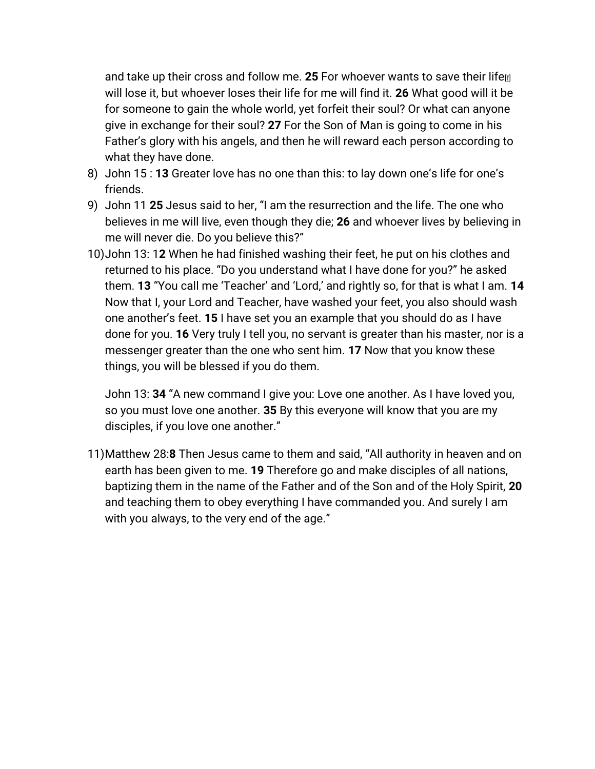and take up their cross and follow me. **25** For whoever wants to save their life[f] will lose it, but whoever loses their life for me will find it. **26** What good will it be for someone to gain the whole world, yet forfeit their soul? Or what can anyone give in exchange for their soul? **27** For the Son of Man is going to come in his Father's glory with his angels, and then he will reward each person according to what they have done.

8) John 15 : **13** Greater love has no one than this: to lay down one's life for one's friends.
9) John 11 **25** Jesus said to her, "I am the resurrection and the life. The one who believes in me will live, even though they die; **26** and whoever lives by believing in me will never die. Do you believe this?"
10) John 13: 1**2** When he had finished washing their feet, he put on his clothes and returned to his place. "Do you understand what I have done for you?" he asked them. **13** "You call me 'Teacher' and 'Lord,' and rightly so, for that is what I am. **14** Now that I, your Lord and Teacher, have washed your feet, you also should wash one another's feet. **15** I have set you an example that you should do as I have done for you. **16** Very truly I tell you, no servant is greater than his master, nor is a messenger greater than the one who sent him. **17** Now that you know these things, you will be blessed if you do them.

    John 13: **34** "A new command I give you: Love one another. As I have loved you, so you must love one another. **35** By this everyone will know that you are my disciples, if you love one another."

11) Matthew 28:**8** Then Jesus came to them and said, "All authority in heaven and on earth has been given to me. **19** Therefore go and make disciples of all nations, baptizing them in the name of the Father and of the Son and of the Holy Spirit, **20** and teaching them to obey everything I have commanded you. And surely I am with you always, to the very end of the age."